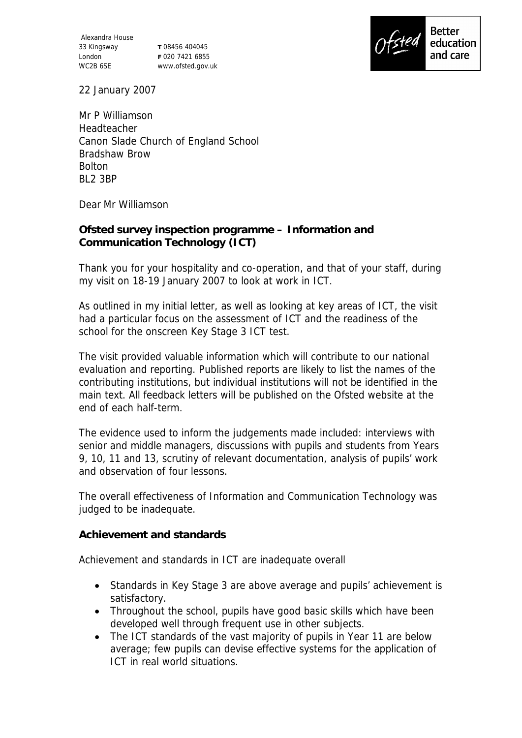Alexandra House
33 Kingsway
London
WC2B 6SE

T 08456 404045
F 020 7421 6855
www.ofsted.gov.uk

22 January 2007

Mr P Williamson
Headteacher
Canon Slade Church of England School
Bradshaw Brow
Bolton
BL2 3BP

Dear Mr Williamson

**Ofsted survey inspection programme – Information and Communication Technology (ICT)**

Thank you for your hospitality and co-operation, and that of your staff, during my visit on 18-19 January 2007 to look at work in ICT.

As outlined in my initial letter, as well as looking at key areas of ICT, the visit had a particular focus on the assessment of ICT and the readiness of the school for the onscreen Key Stage 3 ICT test.

The visit provided valuable information which will contribute to our national evaluation and reporting. Published reports are likely to list the names of the contributing institutions, but individual institutions will not be identified in the main text. All feedback letters will be published on the Ofsted website at the end of each half-term.

The evidence used to inform the judgements made included: interviews with senior and middle managers, discussions with pupils and students from Years 9, 10, 11 and 13, scrutiny of relevant documentation, analysis of pupils' work and observation of four lessons.

The overall effectiveness of Information and Communication Technology was judged to be inadequate.

**Achievement and standards**

Achievement and standards in ICT are inadequate overall

- Standards in Key Stage 3 are above average and pupils' achievement is satisfactory.
- Throughout the school, pupils have good basic skills which have been developed well through frequent use in other subjects.
- The ICT standards of the vast majority of pupils in Year 11 are below average; few pupils can devise effective systems for the application of ICT in real world situations.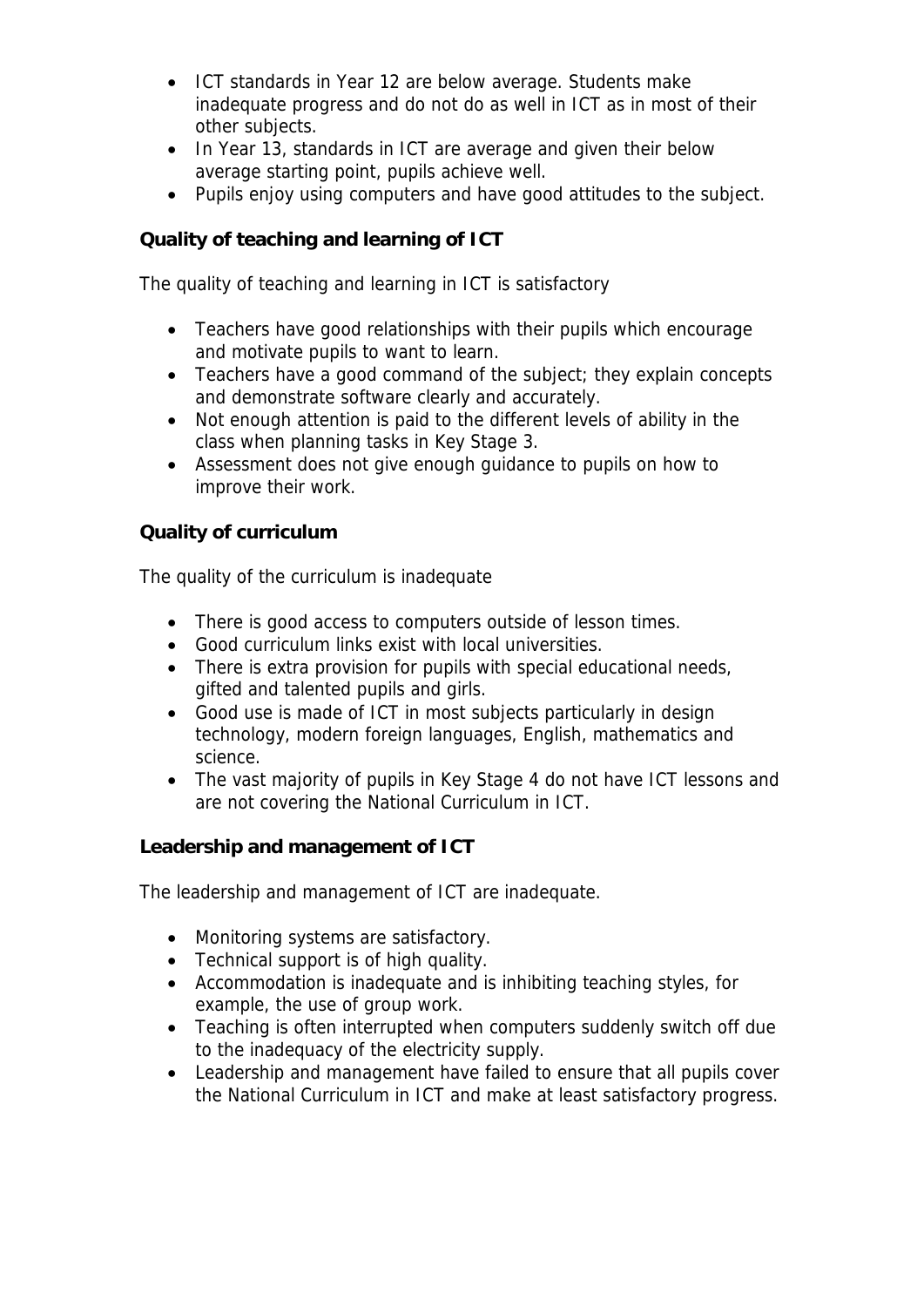- ICT standards in Year 12 are below average. Students make inadequate progress and do not do as well in ICT as in most of their other subjects.
- In Year 13, standards in ICT are average and given their below average starting point, pupils achieve well.
- Pupils enjoy using computers and have good attitudes to the subject.

**Quality of teaching and learning of ICT**

The quality of teaching and learning in ICT is satisfactory

- Teachers have good relationships with their pupils which encourage and motivate pupils to want to learn.
- Teachers have a good command of the subject; they explain concepts and demonstrate software clearly and accurately.
- Not enough attention is paid to the different levels of ability in the class when planning tasks in Key Stage 3.
- Assessment does not give enough guidance to pupils on how to improve their work.

**Quality of curriculum**

The quality of the curriculum is inadequate

- There is good access to computers outside of lesson times.
- Good curriculum links exist with local universities.
- There is extra provision for pupils with special educational needs, gifted and talented pupils and girls.
- Good use is made of ICT in most subjects particularly in design technology, modern foreign languages, English, mathematics and science.
- The vast majority of pupils in Key Stage 4 do not have ICT lessons and are not covering the National Curriculum in ICT.

**Leadership and management of ICT**

The leadership and management of ICT are inadequate.

- Monitoring systems are satisfactory.
- Technical support is of high quality.
- Accommodation is inadequate and is inhibiting teaching styles, for example, the use of group work.
- Teaching is often interrupted when computers suddenly switch off due to the inadequacy of the electricity supply.
- Leadership and management have failed to ensure that all pupils cover the National Curriculum in ICT and make at least satisfactory progress.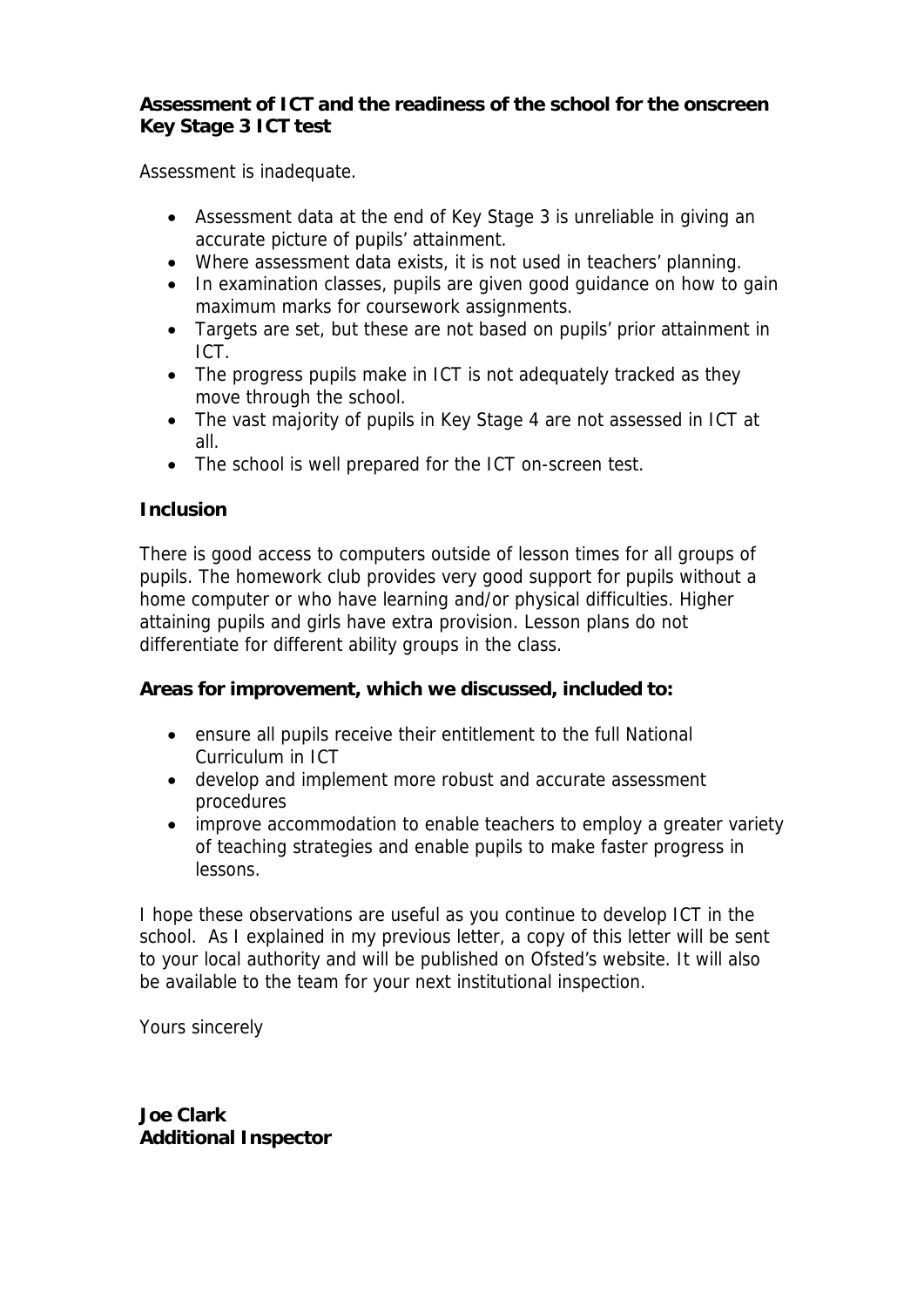**Assessment of ICT and the readiness of the school for the onscreen Key Stage 3 ICT test**

Assessment is inadequate.

- Assessment data at the end of Key Stage 3 is unreliable in giving an accurate picture of pupils' attainment.
- Where assessment data exists, it is not used in teachers' planning.
- In examination classes, pupils are given good guidance on how to gain maximum marks for coursework assignments.
- Targets are set, but these are not based on pupils' prior attainment in ICT.
- The progress pupils make in ICT is not adequately tracked as they move through the school.
- The vast majority of pupils in Key Stage 4 are not assessed in ICT at all.
- The school is well prepared for the ICT on-screen test.

**Inclusion**

There is good access to computers outside of lesson times for all groups of pupils. The homework club provides very good support for pupils without a home computer or who have learning and/or physical difficulties. Higher attaining pupils and girls have extra provision. Lesson plans do not differentiate for different ability groups in the class.

**Areas for improvement, which we discussed, included to:**

- ensure all pupils receive their entitlement to the full National Curriculum in ICT
- develop and implement more robust and accurate assessment procedures
- improve accommodation to enable teachers to employ a greater variety of teaching strategies and enable pupils to make faster progress in lessons.

I hope these observations are useful as you continue to develop ICT in the school. As I explained in my previous letter, a copy of this letter will be sent to your local authority and will be published on Ofsted's website. It will also be available to the team for your next institutional inspection.

Yours sincerely

**Joe Clark**
**Additional Inspector**